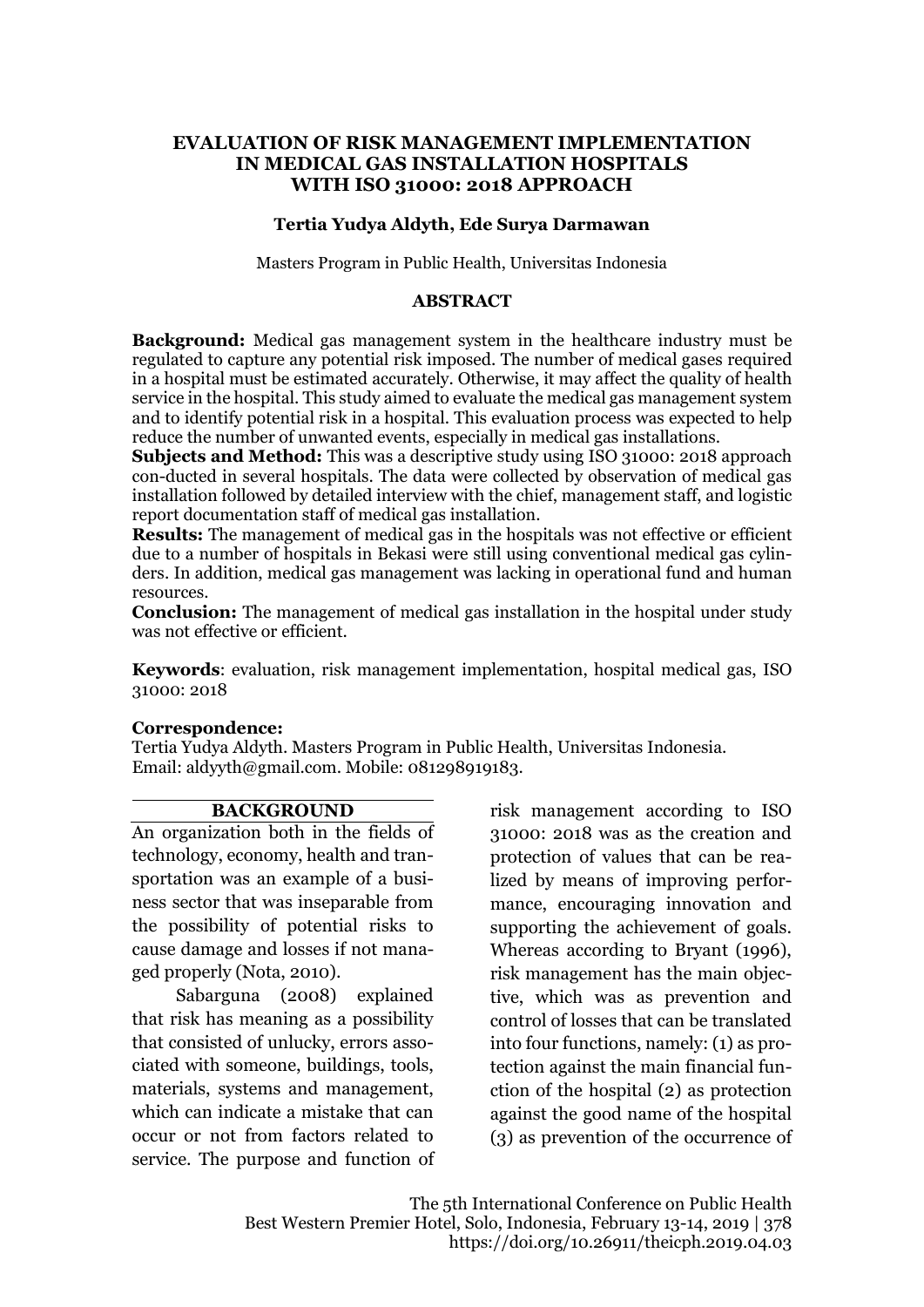# EVALUATION OF RISK MANAGEMENT IMPLEMENTATION IN MEDICAL GAS INSTALLATION HOSPITALS WITH ISO 31000: 2018 APPROACH

**Tertia Yudya Aldyth, Ede Surya Darmawan**

Masters Program in Public Health, Universitas Indonesia

## ABSTRACT

**Background:** Medical gas management system in the healthcare industry must be regulated to capture any potential risk imposed. The number of medical gases required in a hospital must be estimated accurately. Otherwise, it may affect the quality of health service in the hospital. This study aimed to evaluate the medical gas management system and to identify potential risk in a hospital. This evaluation process was expected to help reduce the number of unwanted events, especially in medical gas installations.

**Subjects and Method:** This was a descriptive study using ISO 31000: 2018 approach con-ducted in several hospitals. The data were collected by observation of medical gas installation followed by detailed interview with the chief, management staff, and logistic report documentation staff of medical gas installation.

**Results:** The management of medical gas in the hospitals was not effective or efficient due to a number of hospitals in Bekasi were still using conventional medical gas cylinders. In addition, medical gas management was lacking in operational fund and human resources.

**Conclusion:** The management of medical gas installation in the hospital under study was not effective or efficient.

**Keywords**: evaluation, risk management implementation, hospital medical gas, ISO 31000: 2018

**Correspondence:**
Tertia Yudya Aldyth. Masters Program in Public Health, Universitas Indonesia. Email: aldyyth@gmail.com. Mobile: 081298919183.

## BACKGROUND

An organization both in the fields of technology, economy, health and transportation was an example of a business sector that was inseparable from the possibility of potential risks to cause damage and losses if not managed properly (Nota, 2010).

Sabarguna (2008) explained that risk has meaning as a possibility that consisted of unlucky, errors associated with someone, buildings, tools, materials, systems and management, which can indicate a mistake that can occur or not from factors related to service. The purpose and function of risk management according to ISO 31000: 2018 was as the creation and protection of values that can be realized by means of improving performance, encouraging innovation and supporting the achievement of goals. Whereas according to Bryant (1996), risk management has the main objective, which was as prevention and control of losses that can be translated into four functions, namely: (1) as protection against the main financial function of the hospital (2) as protection against the good name of the hospital (3) as prevention of the occurrence of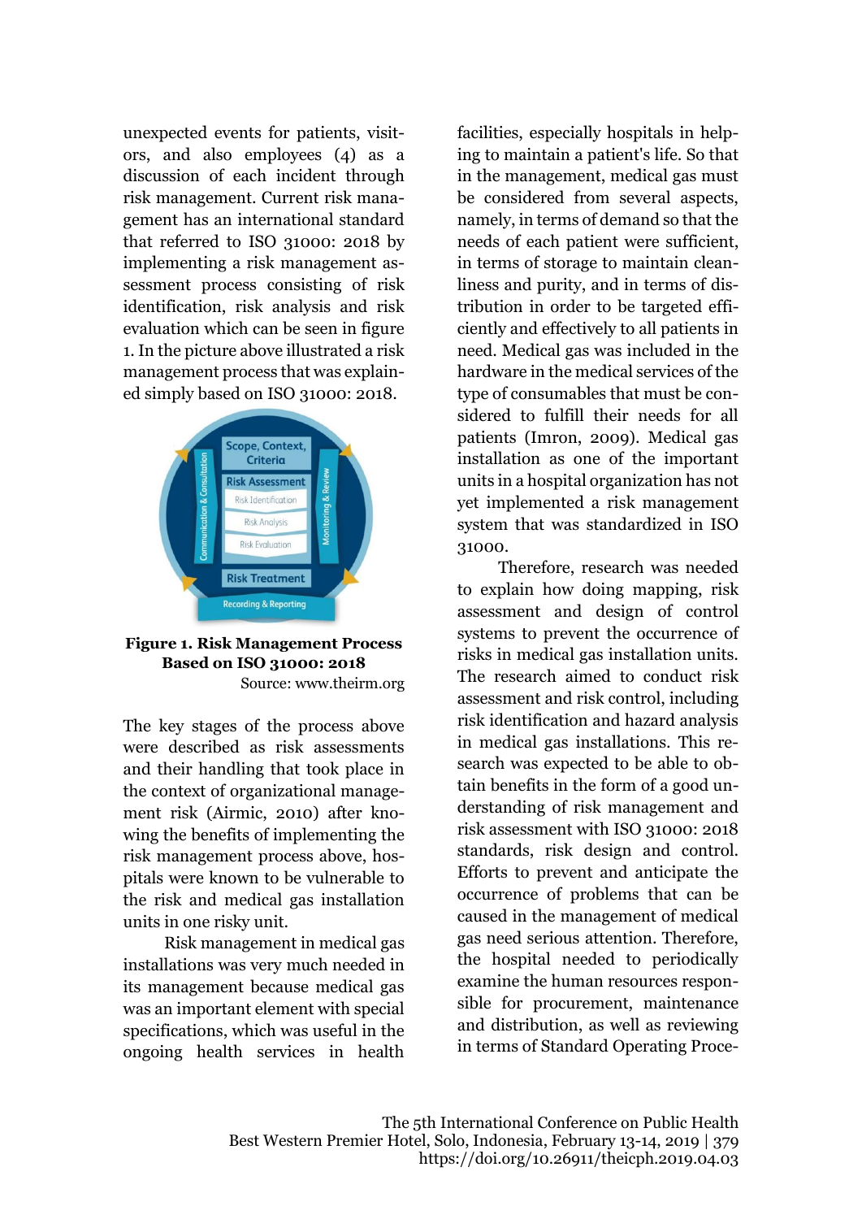unexpected events for patients, visitors, and also employees (4) as a discussion of each incident through risk management. Current risk management has an international standard that referred to ISO 31000: 2018 by implementing a risk management assessment process consisting of risk identification, risk analysis and risk evaluation which can be seen in figure 1. In the picture above illustrated a risk management process that was explained simply based on ISO 31000: 2018.

**Figure 1. Risk Management Process Based on ISO 31000: 2018**
Source: www.theirm.org

The key stages of the process above were described as risk assessments and their handling that took place in the context of organizational management risk (Airmic, 2010) after knowing the benefits of implementing the risk management process above, hospitals were known to be vulnerable to the risk and medical gas installation units in one risky unit.

Risk management in medical gas installations was very much needed in its management because medical gas was an important element with special specifications, which was useful in the ongoing health services in health facilities, especially hospitals in helping to maintain a patient's life. So that in the management, medical gas must be considered from several aspects, namely, in terms of demand so that the needs of each patient were sufficient, in terms of storage to maintain cleanliness and purity, and in terms of distribution in order to be targeted efficiently and effectively to all patients in need. Medical gas was included in the hardware in the medical services of the type of consumables that must be considered to fulfill their needs for all patients (Imron, 2009). Medical gas installation as one of the important units in a hospital organization has not yet implemented a risk management system that was standardized in ISO 31000.

Therefore, research was needed to explain how doing mapping, risk assessment and design of control systems to prevent the occurrence of risks in medical gas installation units. The research aimed to conduct risk assessment and risk control, including risk identification and hazard analysis in medical gas installations. This research was expected to be able to obtain benefits in the form of a good understanding of risk management and risk assessment with ISO 31000: 2018 standards, risk design and control. Efforts to prevent and anticipate the occurrence of problems that can be caused in the management of medical gas need serious attention. Therefore, the hospital needed to periodically examine the human resources responsible for procurement, maintenance and distribution, as well as reviewing in terms of Standard Operating Proce-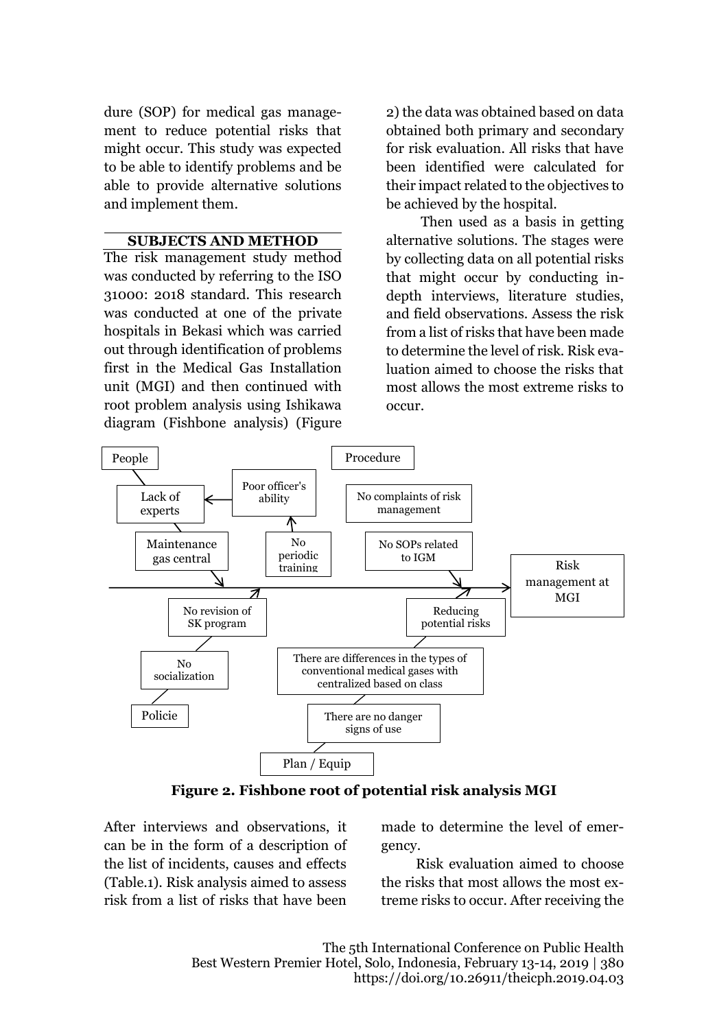dure (SOP) for medical gas management to reduce potential risks that might occur. This study was expected to be able to identify problems and be able to provide alternative solutions and implement them.

## SUBJECTS AND METHOD

The risk management study method was conducted by referring to the ISO 31000: 2018 standard. This research was conducted at one of the private hospitals in Bekasi which was carried out through identification of problems first in the Medical Gas Installation unit (MGI) and then continued with root problem analysis using Ishikawa diagram (Fishbone analysis) (Figure 2) the data was obtained based on data obtained both primary and secondary for risk evaluation. All risks that have been identified were calculated for their impact related to the objectives to be achieved by the hospital.

Then used as a basis in getting alternative solutions. The stages were by collecting data on all potential risks that might occur by conducting in-depth interviews, literature studies, and field observations. Assess the risk from a list of risks that have been made to determine the level of risk. Risk evaluation aimed to choose the risks that most allows the most extreme risks to occur.

People

Lack of experts

Poor officer's ability

No periodic training

Maintenance gas central

Procedure

No complaints of risk management

No SOPs related to IGM

Risk management at MGI

No revision of SK program

No socialization

Policie

Reducing potential risks

There are differences in the types of conventional medical gases with centralized based on class

There are no danger signs of use

Plan / Equip

**Figure 2. Fishbone root of potential risk analysis MGI**

After interviews and observations, it can be in the form of a description of the list of incidents, causes and effects (Table.1). Risk analysis aimed to assess risk from a list of risks that have been made to determine the level of emergency.

Risk evaluation aimed to choose the risks that most allows the most extreme risks to occur. After receiving the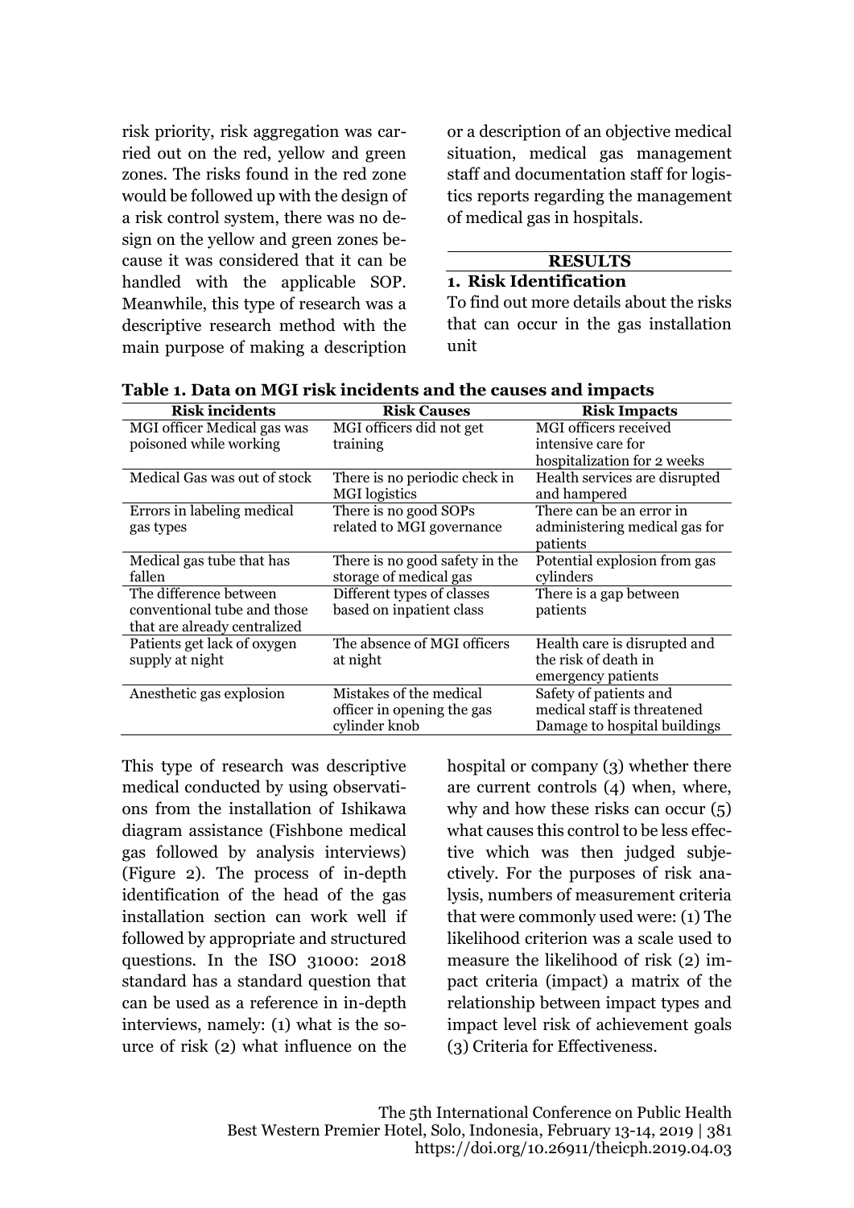risk priority, risk aggregation was carried out on the red, yellow and green zones. The risks found in the red zone would be followed up with the design of a risk control system, there was no design on the yellow and green zones because it was considered that it can be handled with the applicable SOP. Meanwhile, this type of research was a descriptive research method with the main purpose of making a description or a description of an objective medical situation, medical gas management staff and documentation staff for logistics reports regarding the management of medical gas in hospitals.

## RESULTS

### 1. Risk Identification

To find out more details about the risks that can occur in the gas installation unit

**Table 1. Data on MGI risk incidents and the causes and impacts**

| Risk incidents | Risk Causes | Risk Impacts |
|---|---|---|
| MGI officer Medical gas was poisoned while working | MGI officers did not get training | MGI officers received intensive care for hospitalization for 2 weeks |
| Medical Gas was out of stock | There is no periodic check in MGI logistics | Health services are disrupted and hampered |
| Errors in labeling medical gas types | There is no good SOPs related to MGI governance | There can be an error in administering medical gas for patients |
| Medical gas tube that has fallen | There is no good safety in the storage of medical gas | Potential explosion from gas cylinders |
| The difference between conventional tube and those that are already centralized | Different types of classes based on inpatient class | There is a gap between patients |
| Patients get lack of oxygen supply at night | The absence of MGI officers at night | Health care is disrupted and the risk of death in emergency patients |
| Anesthetic gas explosion | Mistakes of the medical officer in opening the gas cylinder knob | Safety of patients and medical staff is threatened Damage to hospital buildings |

This type of research was descriptive medical conducted by using observations from the installation of Ishikawa diagram assistance (Fishbone medical gas followed by analysis interviews) (Figure 2). The process of in-depth identification of the head of the gas installation section can work well if followed by appropriate and structured questions. In the ISO 31000: 2018 standard has a standard question that can be used as a reference in in-depth interviews, namely: (1) what is the source of risk (2) what influence on the hospital or company (3) whether there are current controls (4) when, where, why and how these risks can occur (5) what causes this control to be less effective which was then judged subjectively. For the purposes of risk analysis, numbers of measurement criteria that were commonly used were: (1) The likelihood criterion was a scale used to measure the likelihood of risk (2) impact criteria (impact) a matrix of the relationship between impact types and impact level risk of achievement goals (3) Criteria for Effectiveness.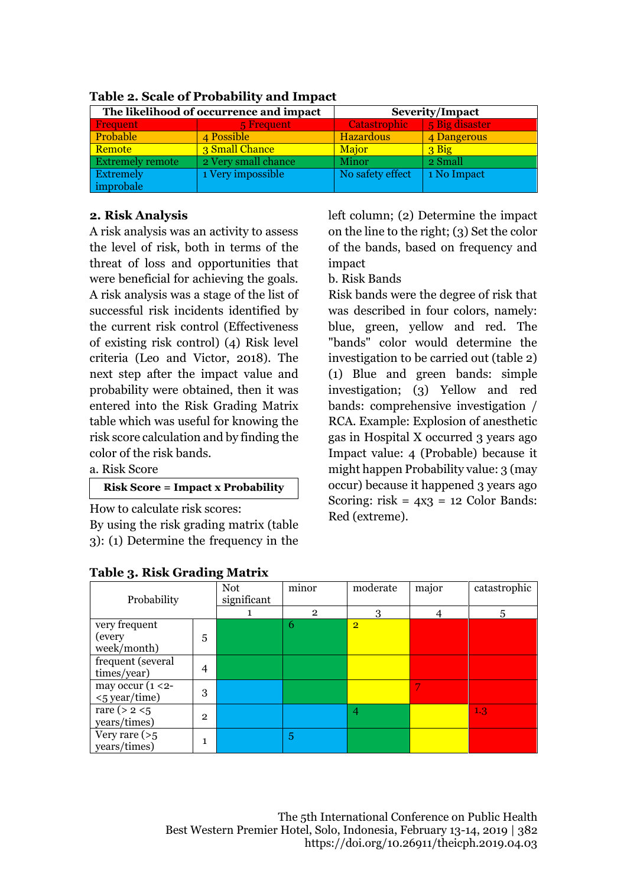**Table 2. Scale of Probability and Impact**

| The likelihood of occurrence and impact | | Severity/Impact | |
|---|---|---|---|
| Frequent | 5 Frequent | Catastrophic | 5 Big disaster |
| Probable | 4 Possible | Hazardous | 4 Dangerous |
| Remote | 3 Small Chance | Major | 3 Big |
| Extremely remote | 2 Very small chance | Minor | 2 Small |
| Extremely improbale | 1 Very impossible | No safety effect | 1 No Impact |

## 2. Risk Analysis

A risk analysis was an activity to assess the level of risk, both in terms of the threat of loss and opportunities that were beneficial for achieving the goals. A risk analysis was a stage of the list of successful risk incidents identified by the current risk control (Effectiveness of existing risk control) (4) Risk level criteria (Leo and Victor, 2018). The next step after the impact value and probability were obtained, then it was entered into the Risk Grading Matrix table which was useful for knowing the risk score calculation and by finding the color of the risk bands.

a. Risk Score

**Risk Score = Impact x Probability**

How to calculate risk scores:

By using the risk grading matrix (table 3): (1) Determine the frequency in the left column; (2) Determine the impact on the line to the right; (3) Set the color of the bands, based on frequency and impact

b. Risk Bands

Risk bands were the degree of risk that was described in four colors, namely: blue, green, yellow and red. The "bands" color would determine the investigation to be carried out (table 2) (1) Blue and green bands: simple investigation; (3) Yellow and red bands: comprehensive investigation / RCA. Example: Explosion of anesthetic gas in Hospital X occurred 3 years ago Impact value: 4 (Probable) because it might happen Probability value: 3 (may occur) because it happened 3 years ago Scoring: risk = 4x3 = 12 Color Bands: Red (extreme).

**Table 3. Risk Grading Matrix**

| Probability | | Not significant | minor | moderate | major | catastrophic |
|---|---|---|---|---|---|---|
| | | 1 | 2 | 3 | 4 | 5 |
| very frequent (every week/month) | 5 | | 6 | 2 | | |
| frequent (several times/year) | 4 | | | | | |
| may occur (1 <2- <5 year/time) | 3 | | | | 7 | |
| rare (> 2 <5 years/times) | 2 | | | 4 | | 1.3 |
| Very rare (>5 years/times) | 1 | | 5 | | | |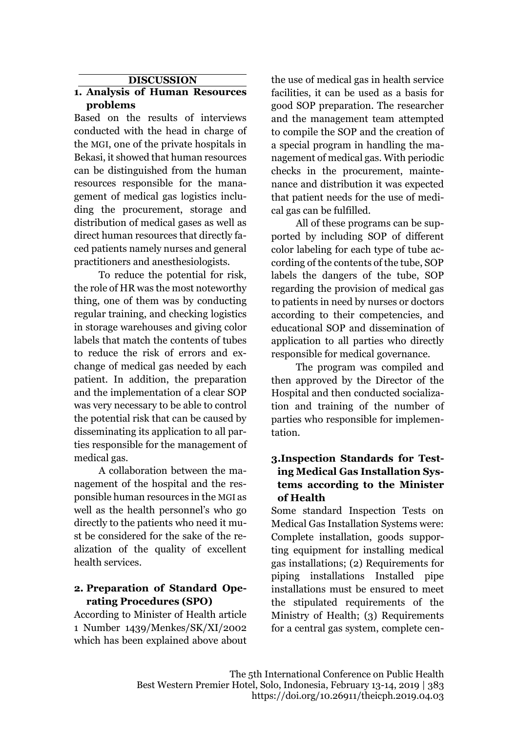## DISCUSSION

### 1. Analysis of Human Resources problems

Based on the results of interviews conducted with the head in charge of the MGI, one of the private hospitals in Bekasi, it showed that human resources can be distinguished from the human resources responsible for the management of medical gas logistics including the procurement, storage and distribution of medical gases as well as direct human resources that directly faced patients namely nurses and general practitioners and anesthesiologists.

To reduce the potential for risk, the role of HR was the most noteworthy thing, one of them was by conducting regular training, and checking logistics in storage warehouses and giving color labels that match the contents of tubes to reduce the risk of errors and exchange of medical gas needed by each patient. In addition, the preparation and the implementation of a clear SOP was very necessary to be able to control the potential risk that can be caused by disseminating its application to all parties responsible for the management of medical gas.

A collaboration between the management of the hospital and the responsible human resources in the MGI as well as the health personnel's who go directly to the patients who need it must be considered for the sake of the realization of the quality of excellent health services.

### 2. Preparation of Standard Operating Procedures (SPO)

According to Minister of Health article 1 Number 1439/Menkes/SK/XI/2002 which has been explained above about the use of medical gas in health service facilities, it can be used as a basis for good SOP preparation. The researcher and the management team attempted to compile the SOP and the creation of a special program in handling the management of medical gas. With periodic checks in the procurement, maintenance and distribution it was expected that patient needs for the use of medical gas can be fulfilled.

All of these programs can be supported by including SOP of different color labeling for each type of tube according of the contents of the tube, SOP labels the dangers of the tube, SOP regarding the provision of medical gas to patients in need by nurses or doctors according to their competencies, and educational SOP and dissemination of application to all parties who directly responsible for medical governance.

The program was compiled and then approved by the Director of the Hospital and then conducted socialization and training of the number of parties who responsible for implementation.

### 3. Inspection Standards for Testing Medical Gas Installation Systems according to the Minister of Health

Some standard Inspection Tests on Medical Gas Installation Systems were: Complete installation, goods supporting equipment for installing medical gas installations; (2) Requirements for piping installations Installed pipe installations must be ensured to meet the stipulated requirements of the Ministry of Health; (3) Requirements for a central gas system, complete cen-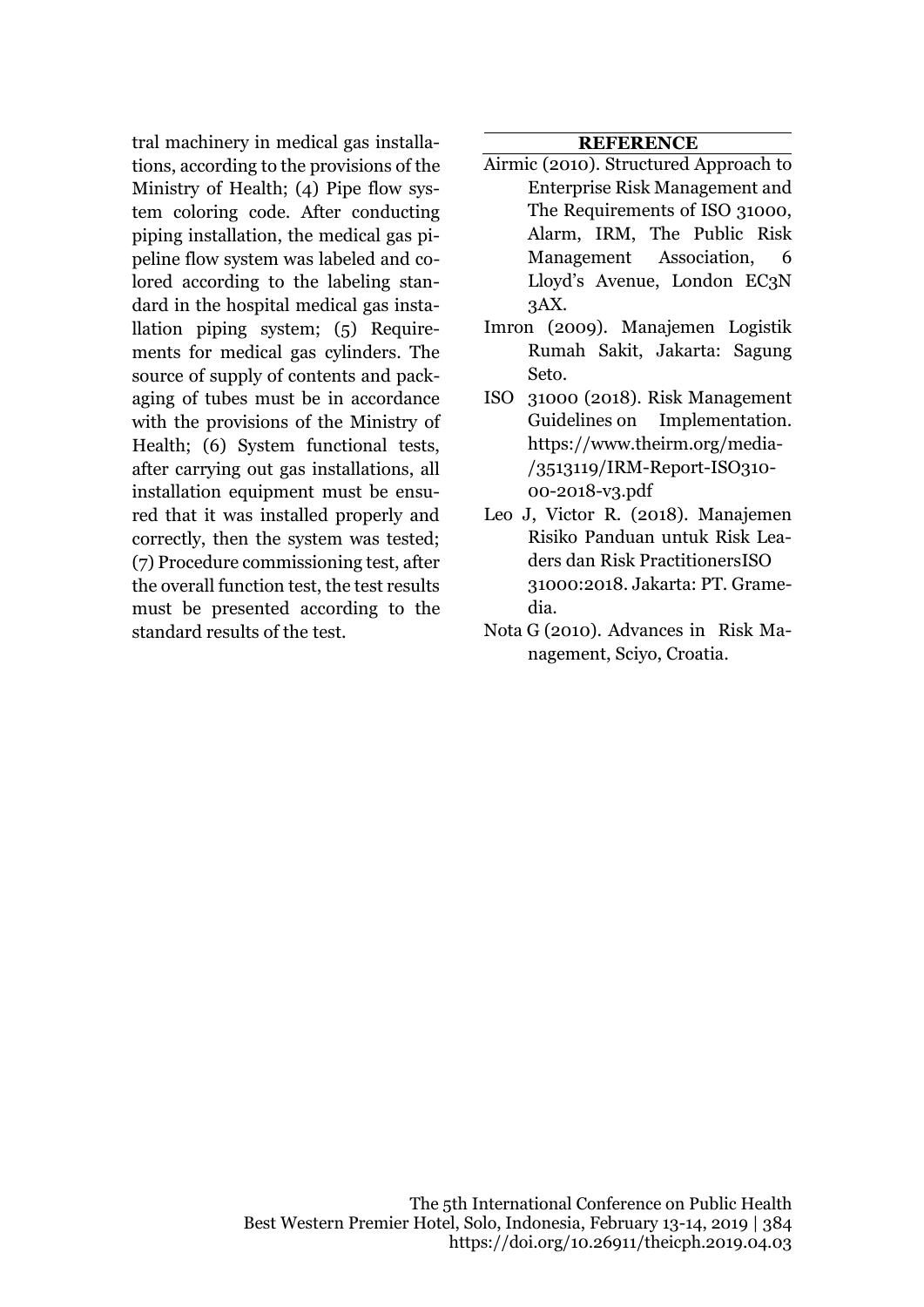tral machinery in medical gas installations, according to the provisions of the Ministry of Health; (4) Pipe flow system coloring code. After conducting piping installation, the medical gas pipeline flow system was labeled and colored according to the labeling standard in the hospital medical gas installation piping system; (5) Requirements for medical gas cylinders. The source of supply of contents and packaging of tubes must be in accordance with the provisions of the Ministry of Health; (6) System functional tests, after carrying out gas installations, all installation equipment must be ensured that it was installed properly and correctly, then the system was tested; (7) Procedure commissioning test, after the overall function test, the test results must be presented according to the standard results of the test.

## REFERENCE

Airmic (2010). Structured Approach to Enterprise Risk Management and The Requirements of ISO 31000, Alarm, IRM, The Public Risk Management Association, 6 Lloyd's Avenue, London EC3N 3AX.

Imron (2009). Manajemen Logistik Rumah Sakit, Jakarta: Sagung Seto.

ISO 31000 (2018). Risk Management Guidelines on Implementation. https://www.theirm.org/media-/3513119/IRM-Report-ISO310-00-2018-v3.pdf

Leo J, Victor R. (2018). Manajemen Risiko Panduan untuk Risk Leaders dan Risk PractitionersISO 31000:2018. Jakarta: PT. Gramedia.

Nota G (2010). Advances in Risk Management, Sciyo, Croatia.